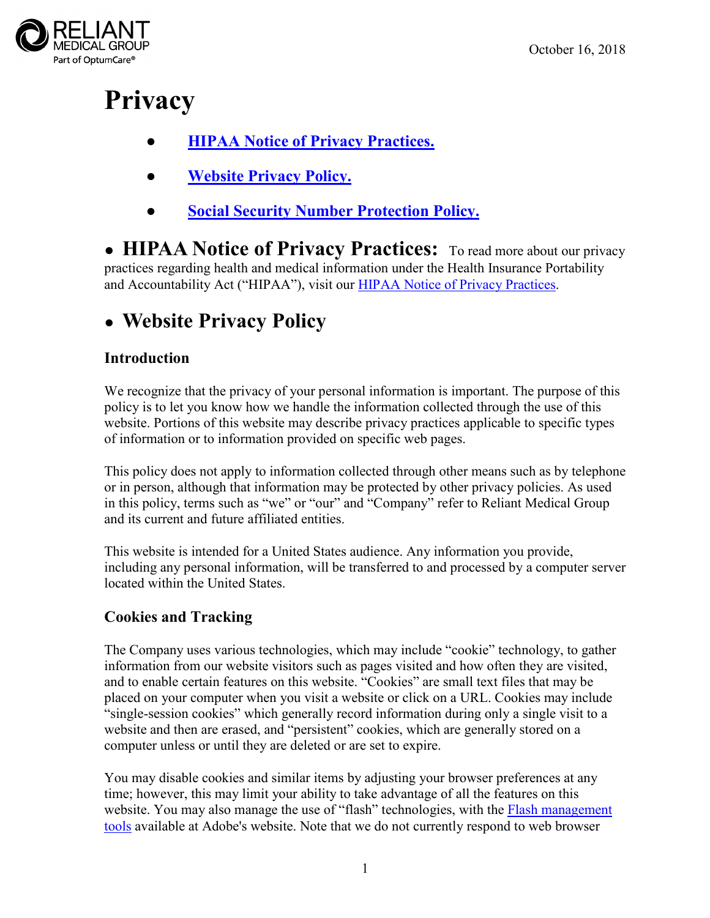RELIANT MEDICAL GROUP
Part of OptumCare®

October 16, 2018

# Privacy

- **HIPAA Notice of Privacy Practices.**
- **Website Privacy Policy.**
- **Social Security Number Protection Policy.**

## • HIPAA Notice of Privacy Practices:

To read more about our privacy practices regarding health and medical information under the Health Insurance Portability and Accountability Act ("HIPAA"), visit our HIPAA Notice of Privacy Practices.

## • Website Privacy Policy

### Introduction

We recognize that the privacy of your personal information is important. The purpose of this policy is to let you know how we handle the information collected through the use of this website. Portions of this website may describe privacy practices applicable to specific types of information or to information provided on specific web pages.

This policy does not apply to information collected through other means such as by telephone or in person, although that information may be protected by other privacy policies. As used in this policy, terms such as "we" or "our" and "Company" refer to Reliant Medical Group and its current and future affiliated entities.

This website is intended for a United States audience. Any information you provide, including any personal information, will be transferred to and processed by a computer server located within the United States.

### Cookies and Tracking

The Company uses various technologies, which may include "cookie" technology, to gather information from our website visitors such as pages visited and how often they are visited, and to enable certain features on this website. "Cookies" are small text files that may be placed on your computer when you visit a website or click on a URL. Cookies may include "single-session cookies" which generally record information during only a single visit to a website and then are erased, and "persistent" cookies, which are generally stored on a computer unless or until they are deleted or are set to expire.

You may disable cookies and similar items by adjusting your browser preferences at any time; however, this may limit your ability to take advantage of all the features on this website. You may also manage the use of "flash" technologies, with the Flash management tools available at Adobe's website. Note that we do not currently respond to web browser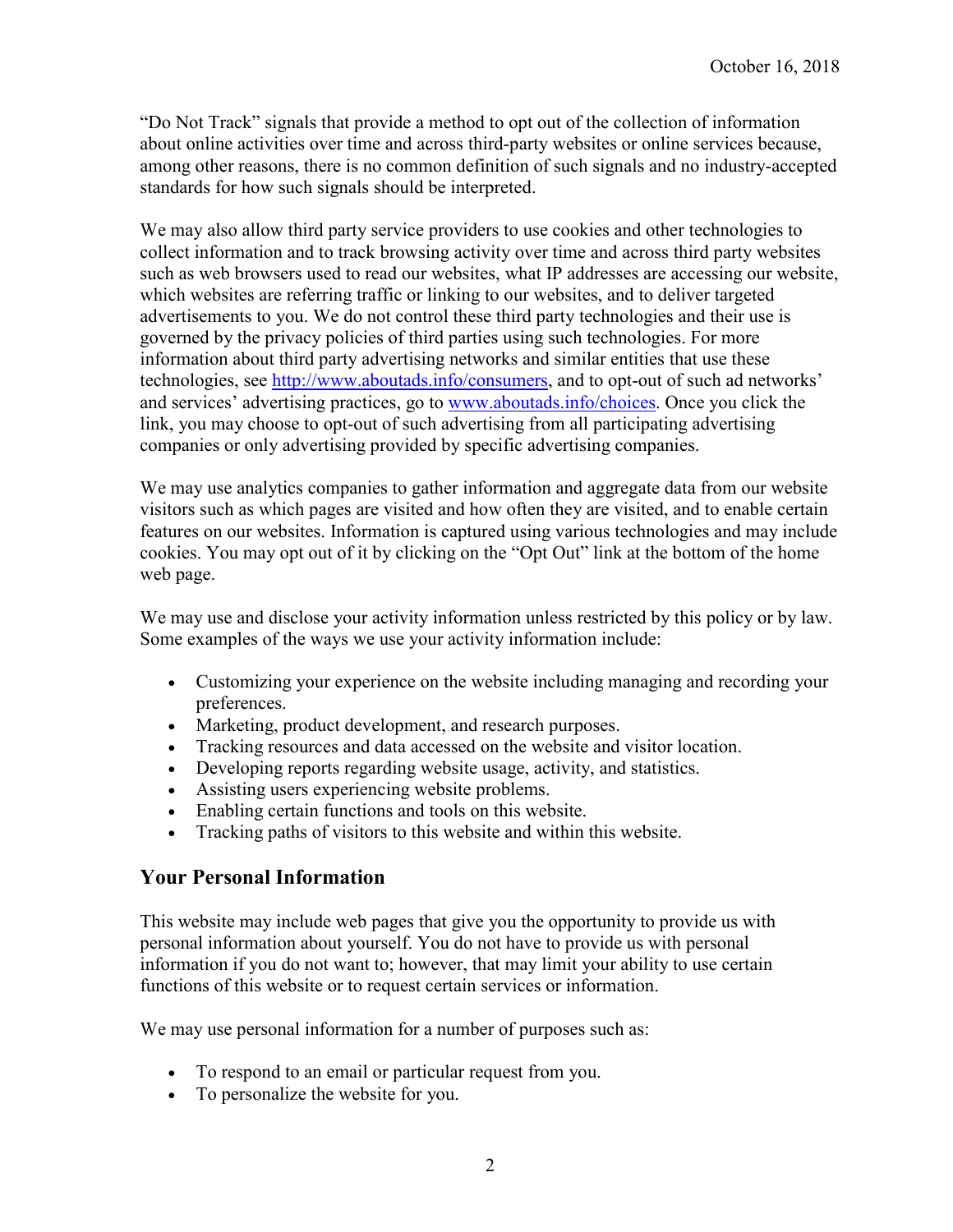“Do Not Track” signals that provide a method to opt out of the collection of information about online activities over time and across third-party websites or online services because, among other reasons, there is no common definition of such signals and no industry-accepted standards for how such signals should be interpreted.

We may also allow third party service providers to use cookies and other technologies to collect information and to track browsing activity over time and across third party websites such as web browsers used to read our websites, what IP addresses are accessing our website, which websites are referring traffic or linking to our websites, and to deliver targeted advertisements to you. We do not control these third party technologies and their use is governed by the privacy policies of third parties using such technologies. For more information about third party advertising networks and similar entities that use these technologies, see [http://www.aboutads.info/consumers](http://www.aboutads.info/consumers), and to opt-out of such ad networks' and services' advertising practices, go to [www.aboutads.info/choices](http://www.aboutads.info/choices). Once you click the link, you may choose to opt-out of such advertising from all participating advertising companies or only advertising provided by specific advertising companies.

We may use analytics companies to gather information and aggregate data from our website visitors such as which pages are visited and how often they are visited, and to enable certain features on our websites. Information is captured using various technologies and may include cookies. You may opt out of it by clicking on the “Opt Out” link at the bottom of the home web page.

We may use and disclose your activity information unless restricted by this policy or by law. Some examples of the ways we use your activity information include:

- Customizing your experience on the website including managing and recording your preferences.
- Marketing, product development, and research purposes.
- Tracking resources and data accessed on the website and visitor location.
- Developing reports regarding website usage, activity, and statistics.
- Assisting users experiencing website problems.
- Enabling certain functions and tools on this website.
- Tracking paths of visitors to this website and within this website.

## Your Personal Information

This website may include web pages that give you the opportunity to provide us with personal information about yourself. You do not have to provide us with personal information if you do not want to; however, that may limit your ability to use certain functions of this website or to request certain services or information.

We may use personal information for a number of purposes such as:

- To respond to an email or particular request from you.
- To personalize the website for you.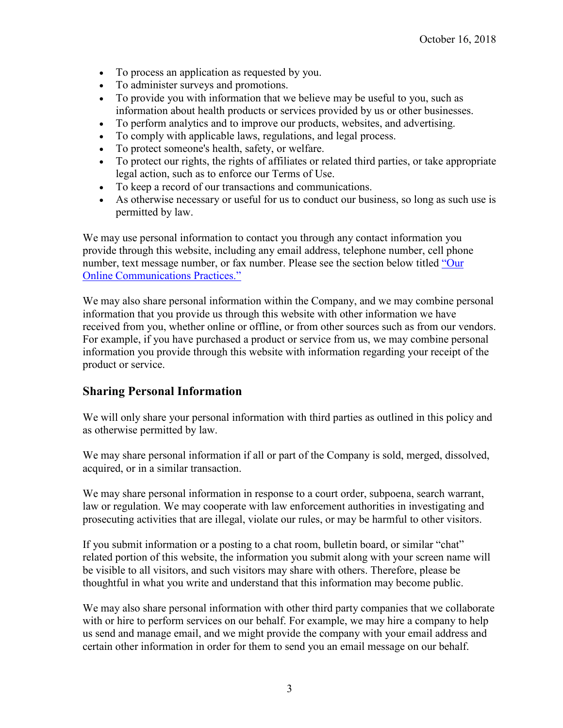- To process an application as requested by you.
- To administer surveys and promotions.
- To provide you with information that we believe may be useful to you, such as information about health products or services provided by us or other businesses.
- To perform analytics and to improve our products, websites, and advertising.
- To comply with applicable laws, regulations, and legal process.
- To protect someone's health, safety, or welfare.
- To protect our rights, the rights of affiliates or related third parties, or take appropriate legal action, such as to enforce our Terms of Use.
- To keep a record of our transactions and communications.
- As otherwise necessary or useful for us to conduct our business, so long as such use is permitted by law.

We may use personal information to contact you through any contact information you provide through this website, including any email address, telephone number, cell phone number, text message number, or fax number. Please see the section below titled "Our Online Communications Practices."

We may also share personal information within the Company, and we may combine personal information that you provide us through this website with other information we have received from you, whether online or offline, or from other sources such as from our vendors. For example, if you have purchased a product or service from us, we may combine personal information you provide through this website with information regarding your receipt of the product or service.

## Sharing Personal Information

We will only share your personal information with third parties as outlined in this policy and as otherwise permitted by law.

We may share personal information if all or part of the Company is sold, merged, dissolved, acquired, or in a similar transaction.

We may share personal information in response to a court order, subpoena, search warrant, law or regulation. We may cooperate with law enforcement authorities in investigating and prosecuting activities that are illegal, violate our rules, or may be harmful to other visitors.

If you submit information or a posting to a chat room, bulletin board, or similar "chat" related portion of this website, the information you submit along with your screen name will be visible to all visitors, and such visitors may share with others. Therefore, please be thoughtful in what you write and understand that this information may become public.

We may also share personal information with other third party companies that we collaborate with or hire to perform services on our behalf. For example, we may hire a company to help us send and manage email, and we might provide the company with your email address and certain other information in order for them to send you an email message on our behalf.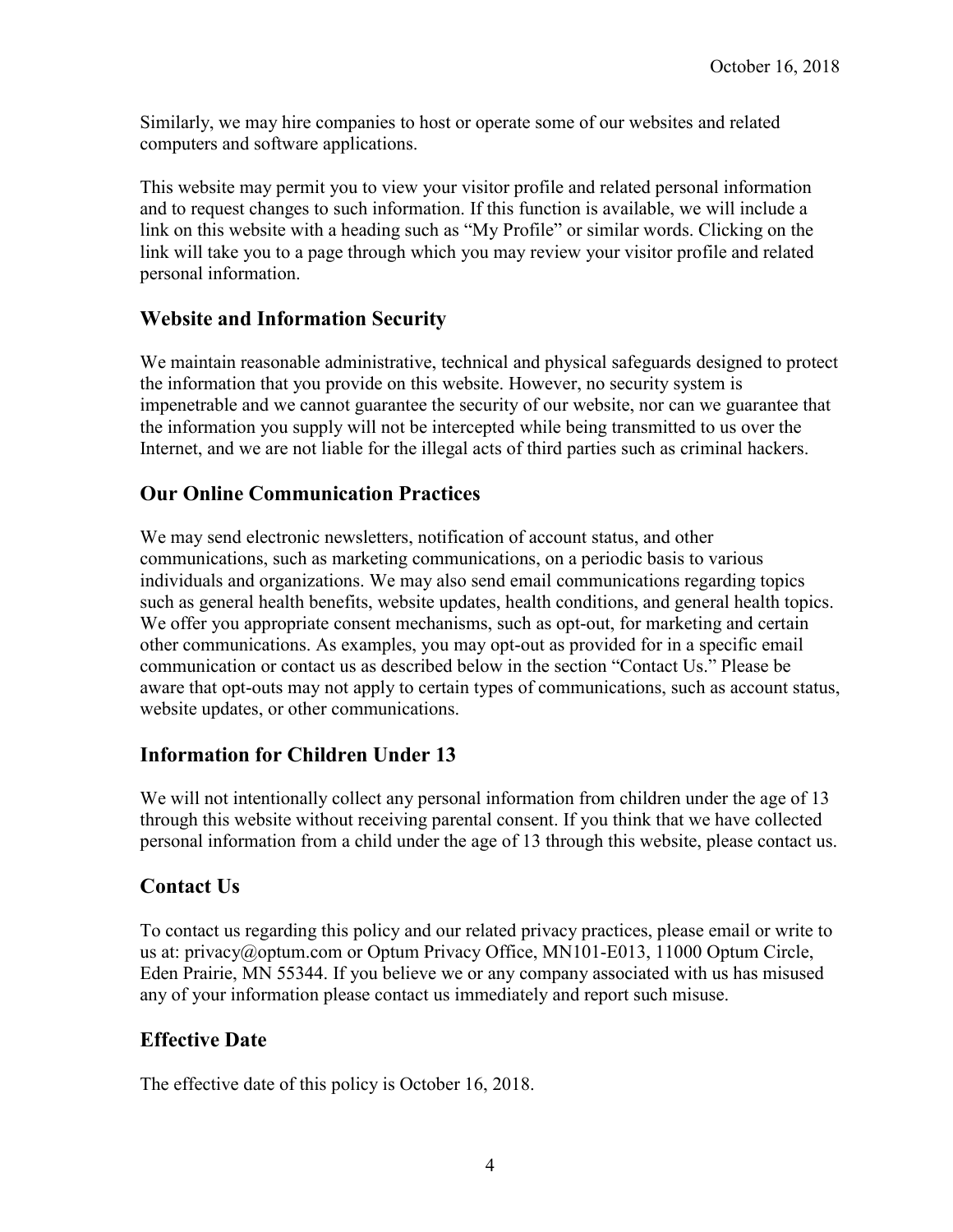Similarly, we may hire companies to host or operate some of our websites and related computers and software applications.

This website may permit you to view your visitor profile and related personal information and to request changes to such information. If this function is available, we will include a link on this website with a heading such as "My Profile" or similar words. Clicking on the link will take you to a page through which you may review your visitor profile and related personal information.

## Website and Information Security

We maintain reasonable administrative, technical and physical safeguards designed to protect the information that you provide on this website. However, no security system is impenetrable and we cannot guarantee the security of our website, nor can we guarantee that the information you supply will not be intercepted while being transmitted to us over the Internet, and we are not liable for the illegal acts of third parties such as criminal hackers.

## Our Online Communication Practices

We may send electronic newsletters, notification of account status, and other communications, such as marketing communications, on a periodic basis to various individuals and organizations. We may also send email communications regarding topics such as general health benefits, website updates, health conditions, and general health topics. We offer you appropriate consent mechanisms, such as opt-out, for marketing and certain other communications. As examples, you may opt-out as provided for in a specific email communication or contact us as described below in the section "Contact Us." Please be aware that opt-outs may not apply to certain types of communications, such as account status, website updates, or other communications.

## Information for Children Under 13

We will not intentionally collect any personal information from children under the age of 13 through this website without receiving parental consent. If you think that we have collected personal information from a child under the age of 13 through this website, please contact us.

## Contact Us

To contact us regarding this policy and our related privacy practices, please email or write to us at: privacy@optum.com or Optum Privacy Office, MN101-E013, 11000 Optum Circle, Eden Prairie, MN 55344. If you believe we or any company associated with us has misused any of your information please contact us immediately and report such misuse.

## Effective Date

The effective date of this policy is October 16, 2018.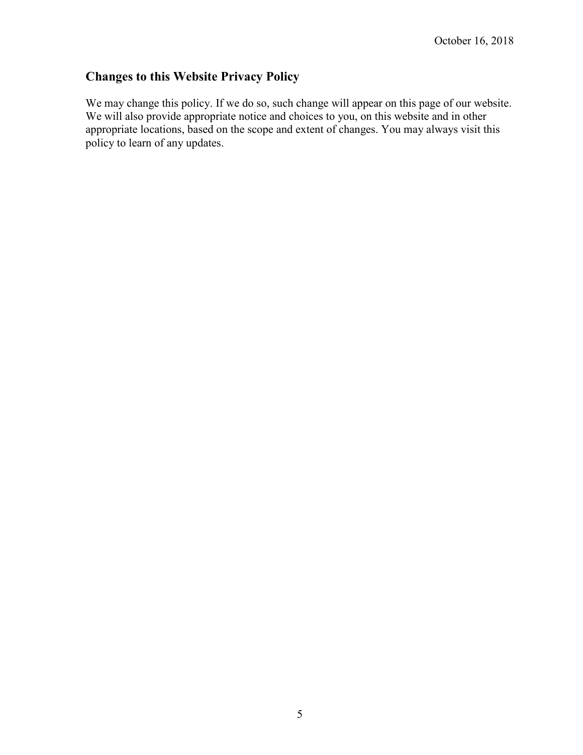## Changes to this Website Privacy Policy

We may change this policy. If we do so, such change will appear on this page of our website. We will also provide appropriate notice and choices to you, on this website and in other appropriate locations, based on the scope and extent of changes. You may always visit this policy to learn of any updates.